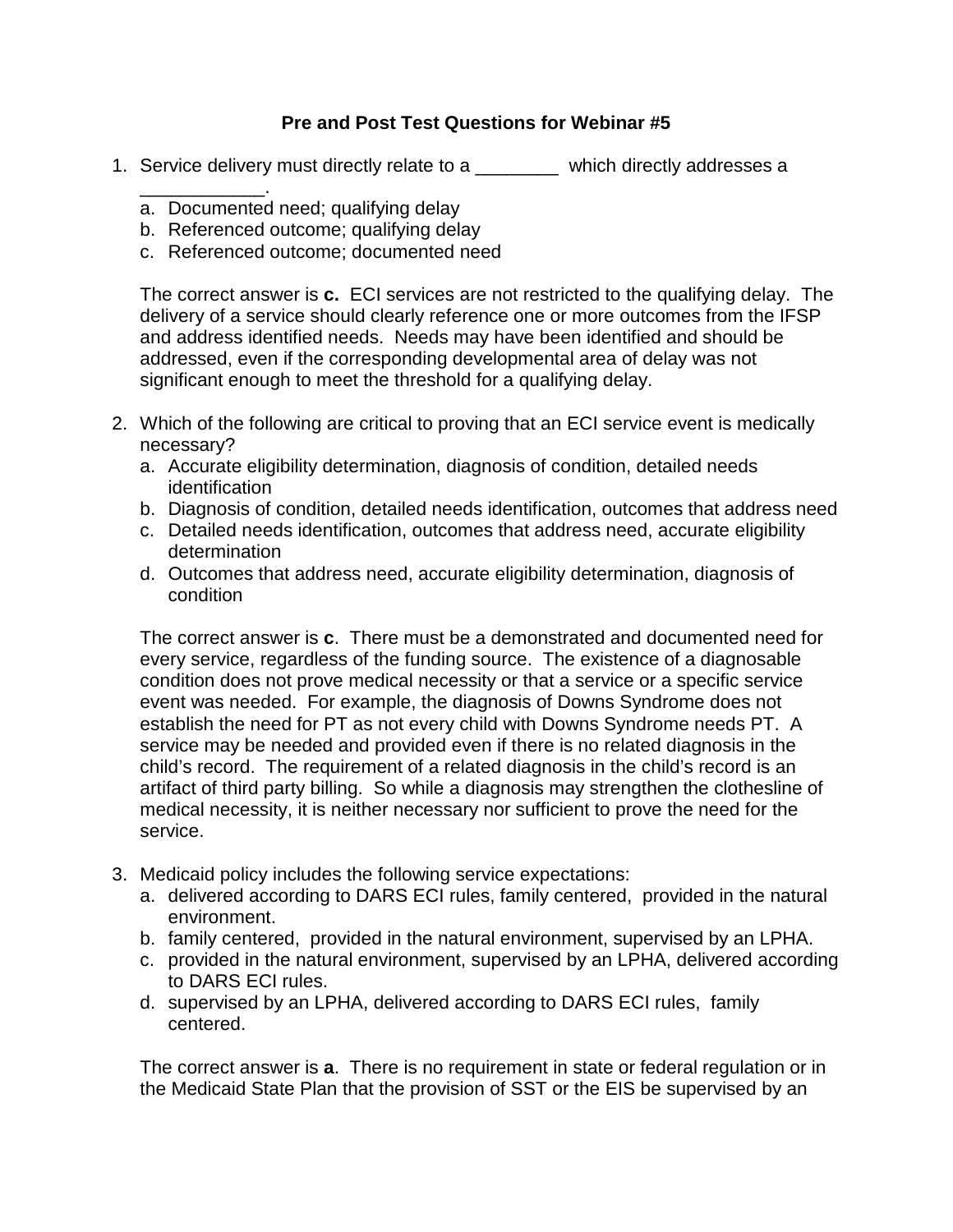**Pre and Post Test Questions for Webinar #5**

1. Service delivery must directly relate to a ________ which directly addresses a ____________.
   a. Documented need; qualifying delay
   b. Referenced outcome; qualifying delay
   c. Referenced outcome; documented need

   The correct answer is **c.** ECI services are not restricted to the qualifying delay. The delivery of a service should clearly reference one or more outcomes from the IFSP and address identified needs. Needs may have been identified and should be addressed, even if the corresponding developmental area of delay was not significant enough to meet the threshold for a qualifying delay.

2. Which of the following are critical to proving that an ECI service event is medically necessary?
   a. Accurate eligibility determination, diagnosis of condition, detailed needs identification
   b. Diagnosis of condition, detailed needs identification, outcomes that address need
   c. Detailed needs identification, outcomes that address need, accurate eligibility determination
   d. Outcomes that address need, accurate eligibility determination, diagnosis of condition

   The correct answer is **c**. There must be a demonstrated and documented need for every service, regardless of the funding source. The existence of a diagnosable condition does not prove medical necessity or that a service or a specific service event was needed. For example, the diagnosis of Downs Syndrome does not establish the need for PT as not every child with Downs Syndrome needs PT. A service may be needed and provided even if there is no related diagnosis in the child's record. The requirement of a related diagnosis in the child's record is an artifact of third party billing. So while a diagnosis may strengthen the clothesline of medical necessity, it is neither necessary nor sufficient to prove the need for the service.

3. Medicaid policy includes the following service expectations:
   a. delivered according to DARS ECI rules, family centered, provided in the natural environment.
   b. family centered, provided in the natural environment, supervised by an LPHA.
   c. provided in the natural environment, supervised by an LPHA, delivered according to DARS ECI rules.
   d. supervised by an LPHA, delivered according to DARS ECI rules, family centered.

   The correct answer is **a**. There is no requirement in state or federal regulation or in the Medicaid State Plan that the provision of SST or the EIS be supervised by an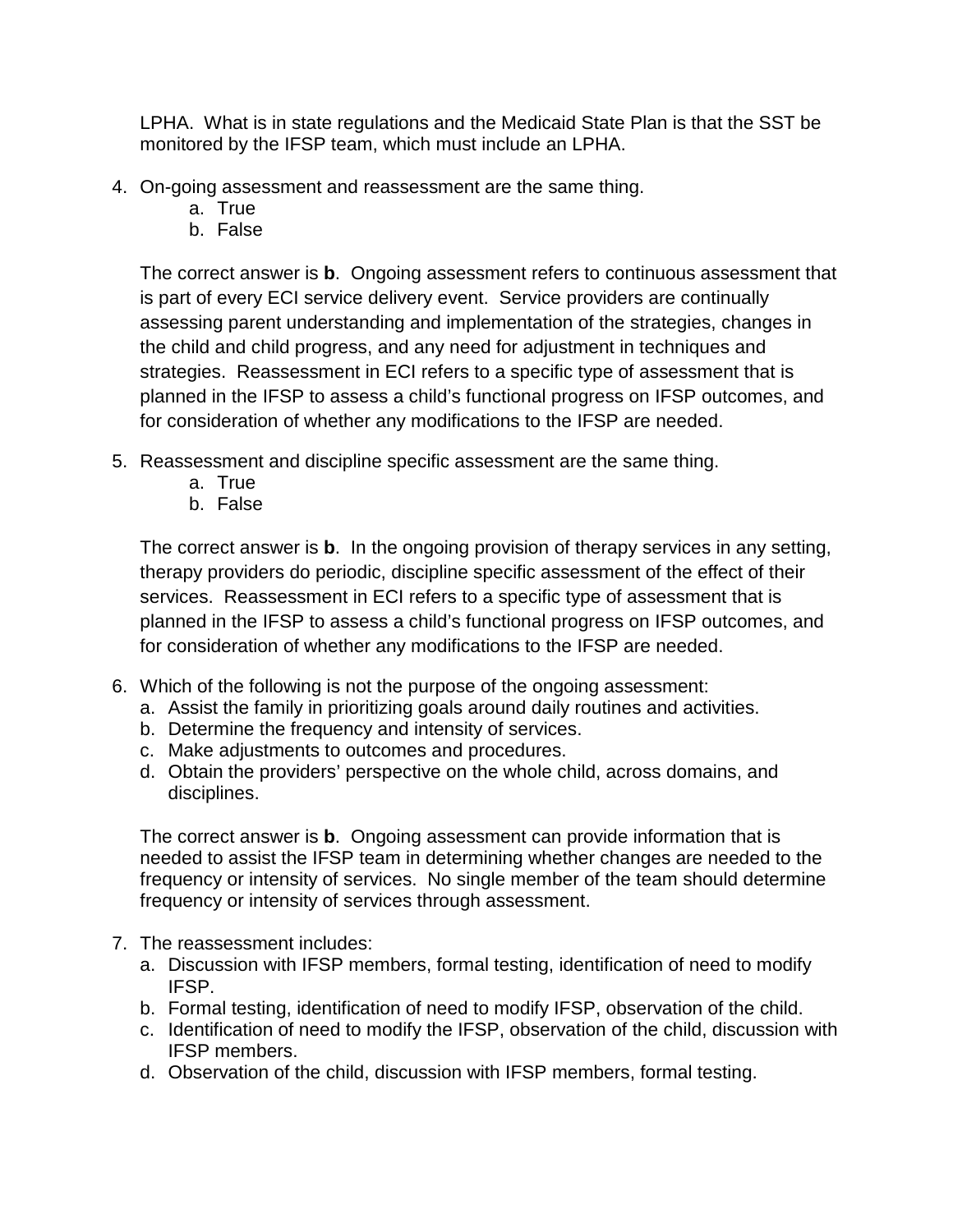LPHA. What is in state regulations and the Medicaid State Plan is that the SST be monitored by the IFSP team, which must include an LPHA.

4. On-going assessment and reassessment are the same thing.
   a. True
   b. False

   The correct answer is **b**. Ongoing assessment refers to continuous assessment that is part of every ECI service delivery event. Service providers are continually assessing parent understanding and implementation of the strategies, changes in the child and child progress, and any need for adjustment in techniques and strategies. Reassessment in ECI refers to a specific type of assessment that is planned in the IFSP to assess a child's functional progress on IFSP outcomes, and for consideration of whether any modifications to the IFSP are needed.

5. Reassessment and discipline specific assessment are the same thing.
   a. True
   b. False

   The correct answer is **b**. In the ongoing provision of therapy services in any setting, therapy providers do periodic, discipline specific assessment of the effect of their services. Reassessment in ECI refers to a specific type of assessment that is planned in the IFSP to assess a child's functional progress on IFSP outcomes, and for consideration of whether any modifications to the IFSP are needed.

6. Which of the following is not the purpose of the ongoing assessment:
   a. Assist the family in prioritizing goals around daily routines and activities.
   b. Determine the frequency and intensity of services.
   c. Make adjustments to outcomes and procedures.
   d. Obtain the providers' perspective on the whole child, across domains, and disciplines.

   The correct answer is **b**. Ongoing assessment can provide information that is needed to assist the IFSP team in determining whether changes are needed to the frequency or intensity of services. No single member of the team should determine frequency or intensity of services through assessment.

7. The reassessment includes:
   a. Discussion with IFSP members, formal testing, identification of need to modify IFSP.
   b. Formal testing, identification of need to modify IFSP, observation of the child.
   c. Identification of need to modify the IFSP, observation of the child, discussion with IFSP members.
   d. Observation of the child, discussion with IFSP members, formal testing.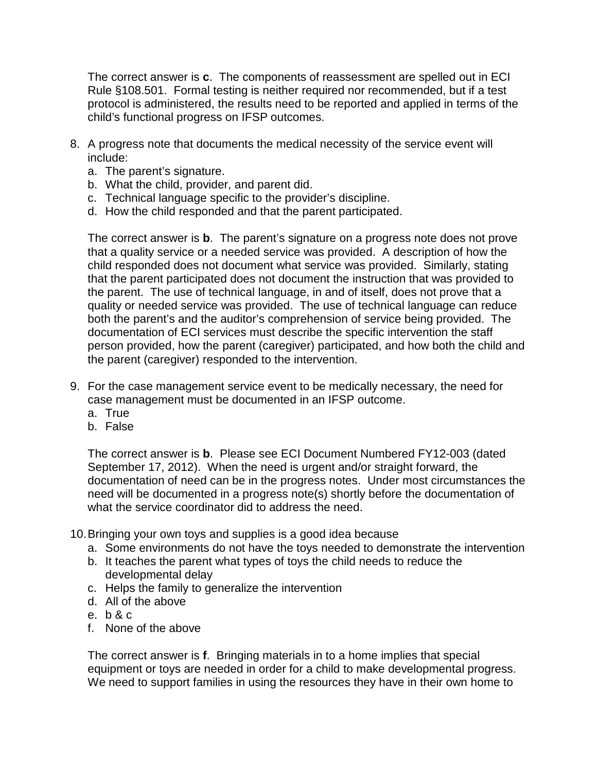The correct answer is **c**. The components of reassessment are spelled out in ECI Rule §108.501. Formal testing is neither required nor recommended, but if a test protocol is administered, the results need to be reported and applied in terms of the child's functional progress on IFSP outcomes.

8. A progress note that documents the medical necessity of the service event will include:
   a. The parent's signature.
   b. What the child, provider, and parent did.
   c. Technical language specific to the provider's discipline.
   d. How the child responded and that the parent participated.

   The correct answer is **b**. The parent's signature on a progress note does not prove that a quality service or a needed service was provided. A description of how the child responded does not document what service was provided. Similarly, stating that the parent participated does not document the instruction that was provided to the parent. The use of technical language, in and of itself, does not prove that a quality or needed service was provided. The use of technical language can reduce both the parent's and the auditor's comprehension of service being provided. The documentation of ECI services must describe the specific intervention the staff person provided, how the parent (caregiver) participated, and how both the child and the parent (caregiver) responded to the intervention.

9. For the case management service event to be medically necessary, the need for case management must be documented in an IFSP outcome.
   a. True
   b. False

   The correct answer is **b**. Please see ECI Document Numbered FY12-003 (dated September 17, 2012). When the need is urgent and/or straight forward, the documentation of need can be in the progress notes. Under most circumstances the need will be documented in a progress note(s) shortly before the documentation of what the service coordinator did to address the need.

10. Bringing your own toys and supplies is a good idea because
    a. Some environments do not have the toys needed to demonstrate the intervention
    b. It teaches the parent what types of toys the child needs to reduce the developmental delay
    c. Helps the family to generalize the intervention
    d. All of the above
    e. b & c
    f. None of the above

    The correct answer is **f**. Bringing materials in to a home implies that special equipment or toys are needed in order for a child to make developmental progress. We need to support families in using the resources they have in their own home to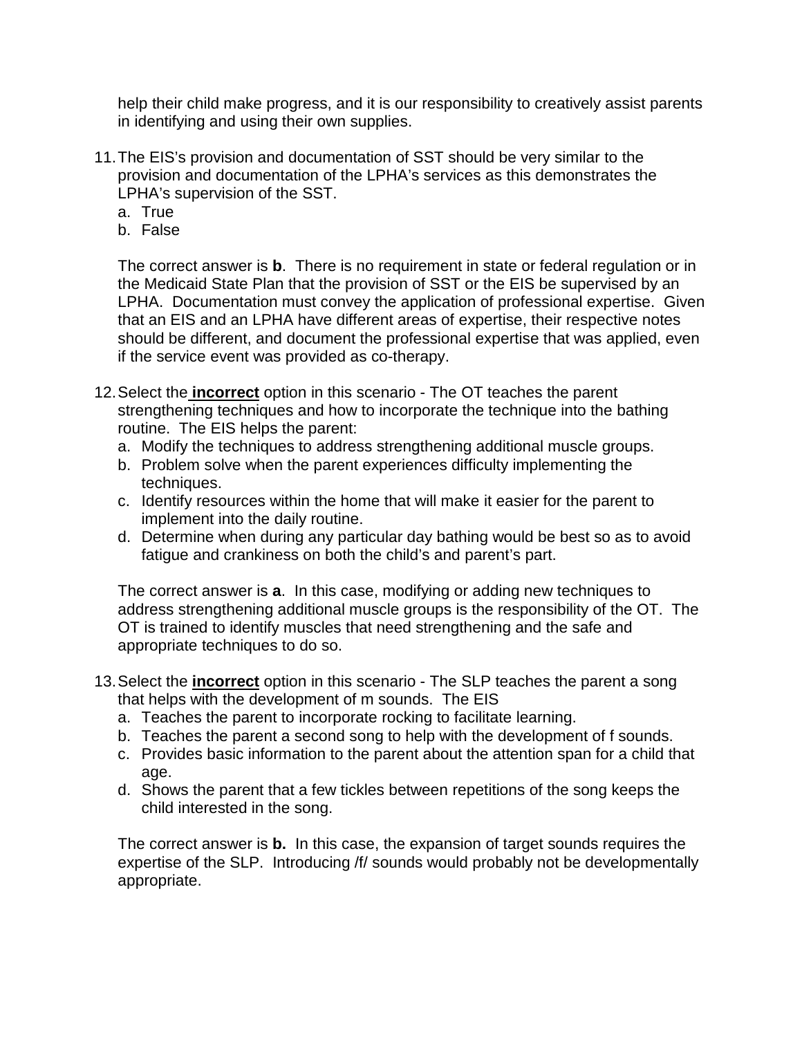help their child make progress, and it is our responsibility to creatively assist parents in identifying and using their own supplies.

11. The EIS's provision and documentation of SST should be very similar to the provision and documentation of the LPHA's services as this demonstrates the LPHA's supervision of the SST.
    a. True
    b. False

    The correct answer is **b**. There is no requirement in state or federal regulation or in the Medicaid State Plan that the provision of SST or the EIS be supervised by an LPHA. Documentation must convey the application of professional expertise. Given that an EIS and an LPHA have different areas of expertise, their respective notes should be different, and document the professional expertise that was applied, even if the service event was provided as co-therapy.

12. Select the **incorrect** option in this scenario - The OT teaches the parent strengthening techniques and how to incorporate the technique into the bathing routine. The EIS helps the parent:
    a. Modify the techniques to address strengthening additional muscle groups.
    b. Problem solve when the parent experiences difficulty implementing the techniques.
    c. Identify resources within the home that will make it easier for the parent to implement into the daily routine.
    d. Determine when during any particular day bathing would be best so as to avoid fatigue and crankiness on both the child's and parent's part.

    The correct answer is **a**. In this case, modifying or adding new techniques to address strengthening additional muscle groups is the responsibility of the OT. The OT is trained to identify muscles that need strengthening and the safe and appropriate techniques to do so.

13. Select the **incorrect** option in this scenario - The SLP teaches the parent a song that helps with the development of m sounds. The EIS
    a. Teaches the parent to incorporate rocking to facilitate learning.
    b. Teaches the parent a second song to help with the development of f sounds.
    c. Provides basic information to the parent about the attention span for a child that age.
    d. Shows the parent that a few tickles between repetitions of the song keeps the child interested in the song.

    The correct answer is **b.** In this case, the expansion of target sounds requires the expertise of the SLP. Introducing /f/ sounds would probably not be developmentally appropriate.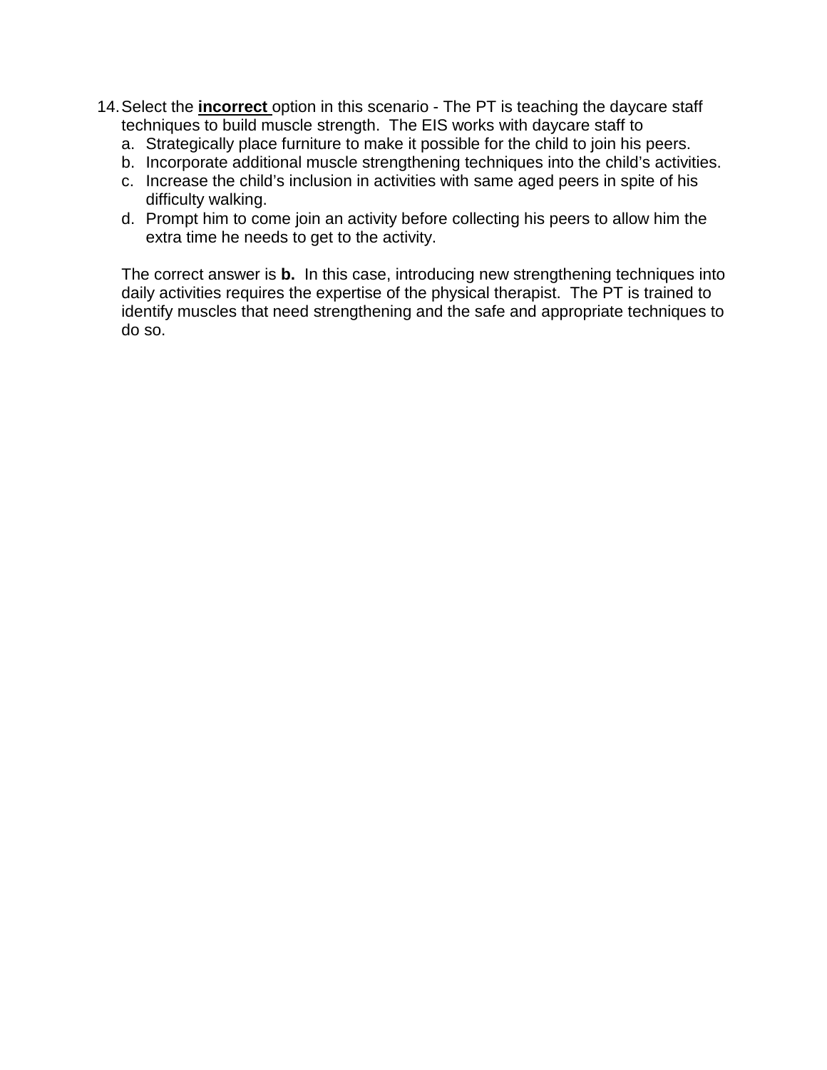14. Select the **incorrect** option in this scenario - The PT is teaching the daycare staff techniques to build muscle strength. The EIS works with daycare staff to
    a. Strategically place furniture to make it possible for the child to join his peers.
    b. Incorporate additional muscle strengthening techniques into the child's activities.
    c. Increase the child's inclusion in activities with same aged peers in spite of his difficulty walking.
    d. Prompt him to come join an activity before collecting his peers to allow him the extra time he needs to get to the activity.

    The correct answer is **b.** In this case, introducing new strengthening techniques into daily activities requires the expertise of the physical therapist. The PT is trained to identify muscles that need strengthening and the safe and appropriate techniques to do so.